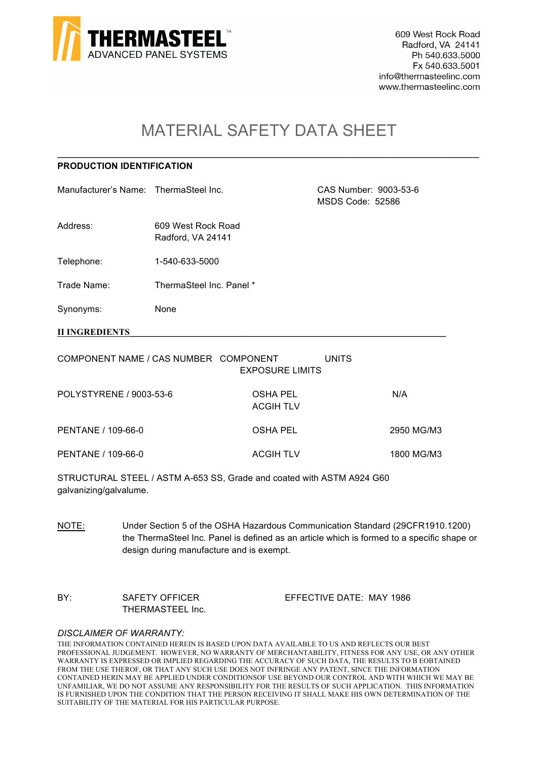**THERMASTEEL™**
ADVANCED PANEL SYSTEMS

609 West Rock Road
Radford, VA 24141
Ph 540.633.5000
Fx 540.633.5001
info@thermasteelinc.com
www.thermasteelinc.com

# MATERIAL SAFETY DATA SHEET

## PRODUCTION IDENTIFICATION

Manufacturer's Name: ThermaSteel Inc.

CAS Number: 9003-53-6
MSDS Code: 52586

Address: 609 West Rock Road
Radford, VA 24141

Telephone: 1-540-633-5000

Trade Name: ThermaSteel Inc. Panel *

Synonyms: None

## II INGREDIENTS

| COMPONENT NAME / CAS NUMBER | COMPONENT EXPOSURE LIMITS | UNITS |
|---|---|---|
| POLYSTYRENE / 9003-53-6 | OSHA PEL<br>ACGIH TLV | N/A |
| PENTANE / 109-66-0 | OSHA PEL | 2950 MG/M3 |
| PENTANE / 109-66-0 | ACGIH TLV | 1800 MG/M3 |

STRUCTURAL STEEL / ASTM A-653 SS, Grade and coated with ASTM A924 G60 galvanizing/galvalume.

NOTE: Under Section 5 of the OSHA Hazardous Communication Standard (29CFR1910.1200) the ThermaSteel Inc. Panel is defined as an article which is formed to a specific shape or design during manufacture and is exempt.

BY: SAFETY OFFICER
THERMASTEEL Inc.

EFFECTIVE DATE: MAY 1986

*DISCLAIMER OF WARRANTY:*

THE INFORMATION CONTAINED HEREIN IS BASED UPON DATA AVAILABLE TO US AND REFLECTS OUR BEST PROFESSIONAL JUDGEMENT. HOWEVER, NO WARRANTY OF MERCHANTABILITY, FITNESS FOR ANY USE, OR ANY OTHER WARRANTY IS EXPRESSED OR IMPLIED REGARDING THE ACCURACY OF SUCH DATA, THE RESULTS TO B EOBTAINED FROM THE USE THEROF, OR THAT ANY SUCH USE DOES NOT INFRINGE ANY PATENT, SINCE THE INFORMATION CONTAINED HERIN MAY BE APPLIED UNDER CONDITIONSOF USE BEYOND OUR CONTROL AND WITH WHICH WE MAY BE UNFAMILIAR, WE DO NOT ASSUME ANY RESPONSIBILITY FOR THE RESULTS OF SUCH APPLICATION. THIS INFORMATION IS FURNISHED UPON THE CONDITION THAT THE PERSON RECEIVING IT SHALL MAKE HIS OWN DETERMINATION OF THE SUITABILITY OF THE MATERIAL FOR HIS PARTICULAR PURPOSE.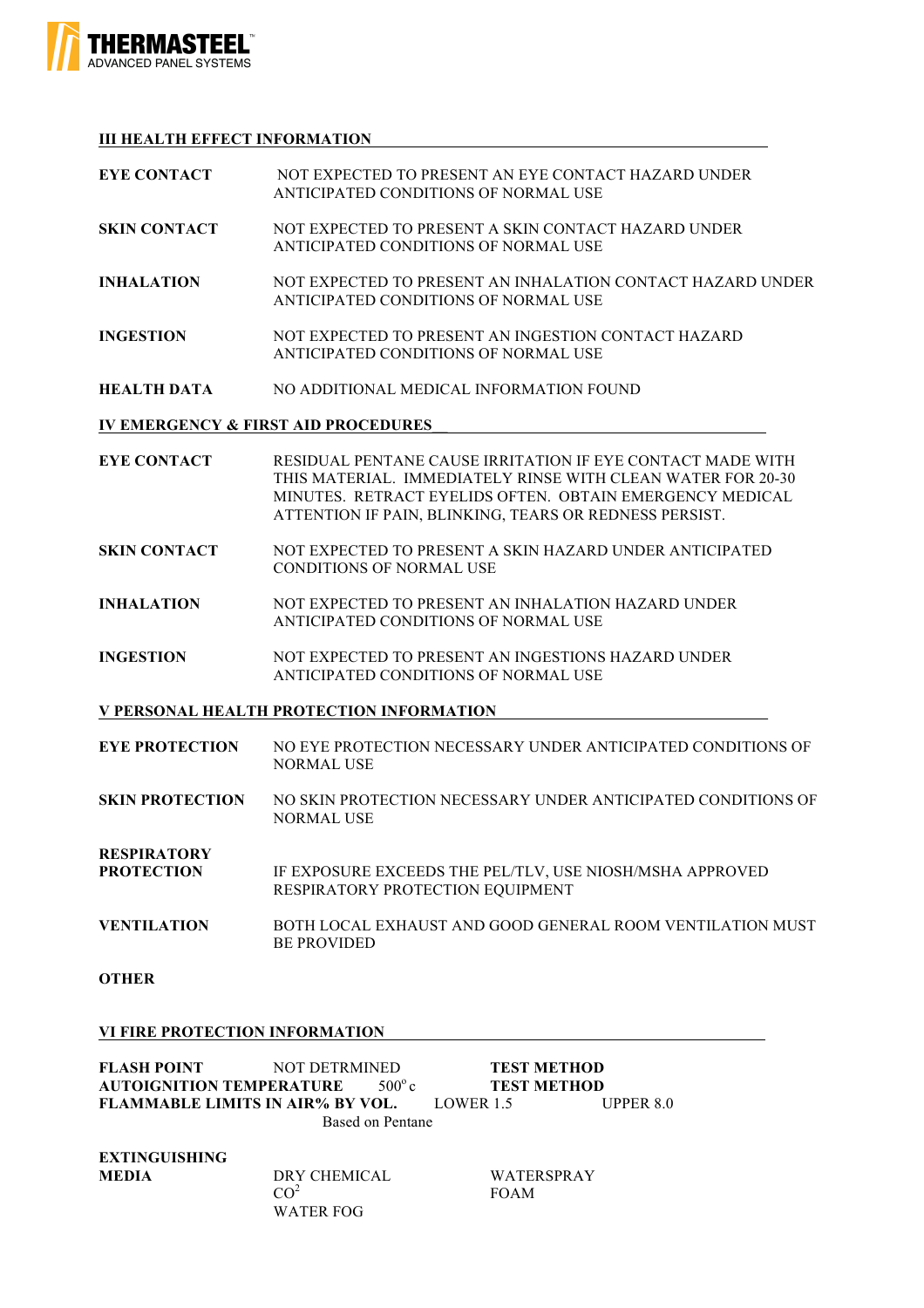## III HEALTH EFFECT INFORMATION

**EYE CONTACT** NOT EXPECTED TO PRESENT AN EYE CONTACT HAZARD UNDER ANTICIPATED CONDITIONS OF NORMAL USE

**SKIN CONTACT** NOT EXPECTED TO PRESENT A SKIN CONTACT HAZARD UNDER ANTICIPATED CONDITIONS OF NORMAL USE

**INHALATION** NOT EXPECTED TO PRESENT AN INHALATION CONTACT HAZARD UNDER ANTICIPATED CONDITIONS OF NORMAL USE

**INGESTION** NOT EXPECTED TO PRESENT AN INGESTION CONTACT HAZARD ANTICIPATED CONDITIONS OF NORMAL USE

**HEALTH DATA** NO ADDITIONAL MEDICAL INFORMATION FOUND

## IV EMERGENCY & FIRST AID PROCEDURES

**EYE CONTACT** RESIDUAL PENTANE CAUSE IRRITATION IF EYE CONTACT MADE WITH THIS MATERIAL. IMMEDIATELY RINSE WITH CLEAN WATER FOR 20-30 MINUTES. RETRACT EYELIDS OFTEN. OBTAIN EMERGENCY MEDICAL ATTENTION IF PAIN, BLINKING, TEARS OR REDNESS PERSIST.

**SKIN CONTACT** NOT EXPECTED TO PRESENT A SKIN HAZARD UNDER ANTICIPATED CONDITIONS OF NORMAL USE

**INHALATION** NOT EXPECTED TO PRESENT AN INHALATION HAZARD UNDER ANTICIPATED CONDITIONS OF NORMAL USE

**INGESTION** NOT EXPECTED TO PRESENT AN INGESTIONS HAZARD UNDER ANTICIPATED CONDITIONS OF NORMAL USE

## V PERSONAL HEALTH PROTECTION INFORMATION

**EYE PROTECTION** NO EYE PROTECTION NECESSARY UNDER ANTICIPATED CONDITIONS OF NORMAL USE

**SKIN PROTECTION** NO SKIN PROTECTION NECESSARY UNDER ANTICIPATED CONDITIONS OF NORMAL USE

**RESPIRATORY PROTECTION** IF EXPOSURE EXCEEDS THE PEL/TLV, USE NIOSH/MSHA APPROVED RESPIRATORY PROTECTION EQUIPMENT

**VENTILATION** BOTH LOCAL EXHAUST AND GOOD GENERAL ROOM VENTILATION MUST BE PROVIDED

**OTHER**

## VI FIRE PROTECTION INFORMATION

**FLASH POINT** NOT DETRMINED **TEST METHOD**
**AUTOIGNITION TEMPERATURE** $500^{o}$ c **TEST METHOD**
**FLAMMABLE LIMITS IN AIR% BY VOL.** LOWER 1.5 UPPER 8.0
Based on Pentane

**EXTINGUISHING MEDIA**

- DRY CHEMICAL
- $CO^2$
- WATER FOG
- WATERSPRAY
- FOAM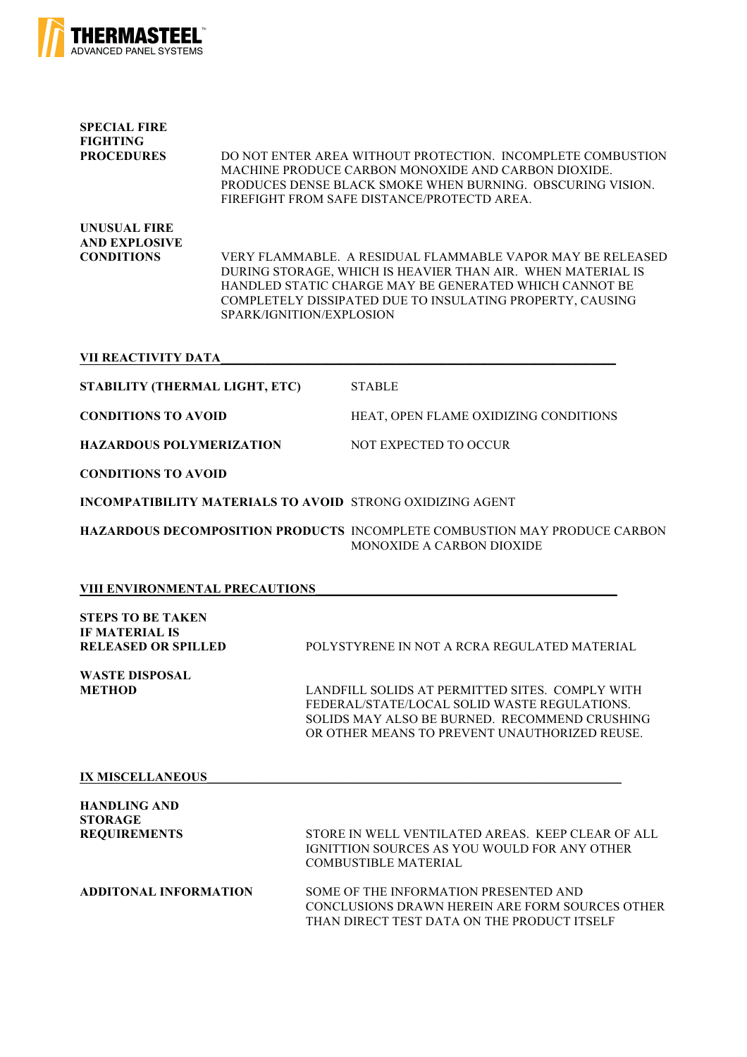**SPECIAL FIRE FIGHTING PROCEDURES**

DO NOT ENTER AREA WITHOUT PROTECTION. INCOMPLETE COMBUSTION MACHINE PRODUCE CARBON MONOXIDE AND CARBON DIOXIDE. PRODUCES DENSE BLACK SMOKE WHEN BURNING. OBSCURING VISION. FIREFIGHT FROM SAFE DISTANCE/PROTECTD AREA.

**UNUSUAL FIRE AND EXPLOSIVE CONDITIONS**

VERY FLAMMABLE. A RESIDUAL FLAMMABLE VAPOR MAY BE RELEASED DURING STORAGE, WHICH IS HEAVIER THAN AIR. WHEN MATERIAL IS HANDLED STATIC CHARGE MAY BE GENERATED WHICH CANNOT BE COMPLETELY DISSIPATED DUE TO INSULATING PROPERTY, CAUSING SPARK/IGNITION/EXPLOSION

## VII REACTIVITY DATA

**STABILITY (THERMAL LIGHT, ETC)** STABLE

**CONDITIONS TO AVOID** HEAT, OPEN FLAME OXIDIZING CONDITIONS

**HAZARDOUS POLYMERIZATION** NOT EXPECTED TO OCCUR

**CONDITIONS TO AVOID**

**INCOMPATIBILITY MATERIALS TO AVOID** STRONG OXIDIZING AGENT

**HAZARDOUS DECOMPOSITION PRODUCTS** INCOMPLETE COMBUSTION MAY PRODUCE CARBON MONOXIDE A CARBON DIOXIDE

## VIII ENVIRONMENTAL PRECAUTIONS

**STEPS TO BE TAKEN IF MATERIAL IS RELEASED OR SPILLED**

POLYSTYRENE IN NOT A RCRA REGULATED MATERIAL

**WASTE DISPOSAL METHOD**

LANDFILL SOLIDS AT PERMITTED SITES. COMPLY WITH FEDERAL/STATE/LOCAL SOLID WASTE REGULATIONS. SOLIDS MAY ALSO BE BURNED. RECOMMEND CRUSHING OR OTHER MEANS TO PREVENT UNAUTHORIZED REUSE.

## IX MISCELLANEOUS

**HANDLING AND STORAGE REQUIREMENTS**

STORE IN WELL VENTILATED AREAS. KEEP CLEAR OF ALL IGNITTION SOURCES AS YOU WOULD FOR ANY OTHER COMBUSTIBLE MATERIAL

**ADDITONAL INFORMATION**

SOME OF THE INFORMATION PRESENTED AND CONCLUSIONS DRAWN HEREIN ARE FORM SOURCES OTHER THAN DIRECT TEST DATA ON THE PRODUCT ITSELF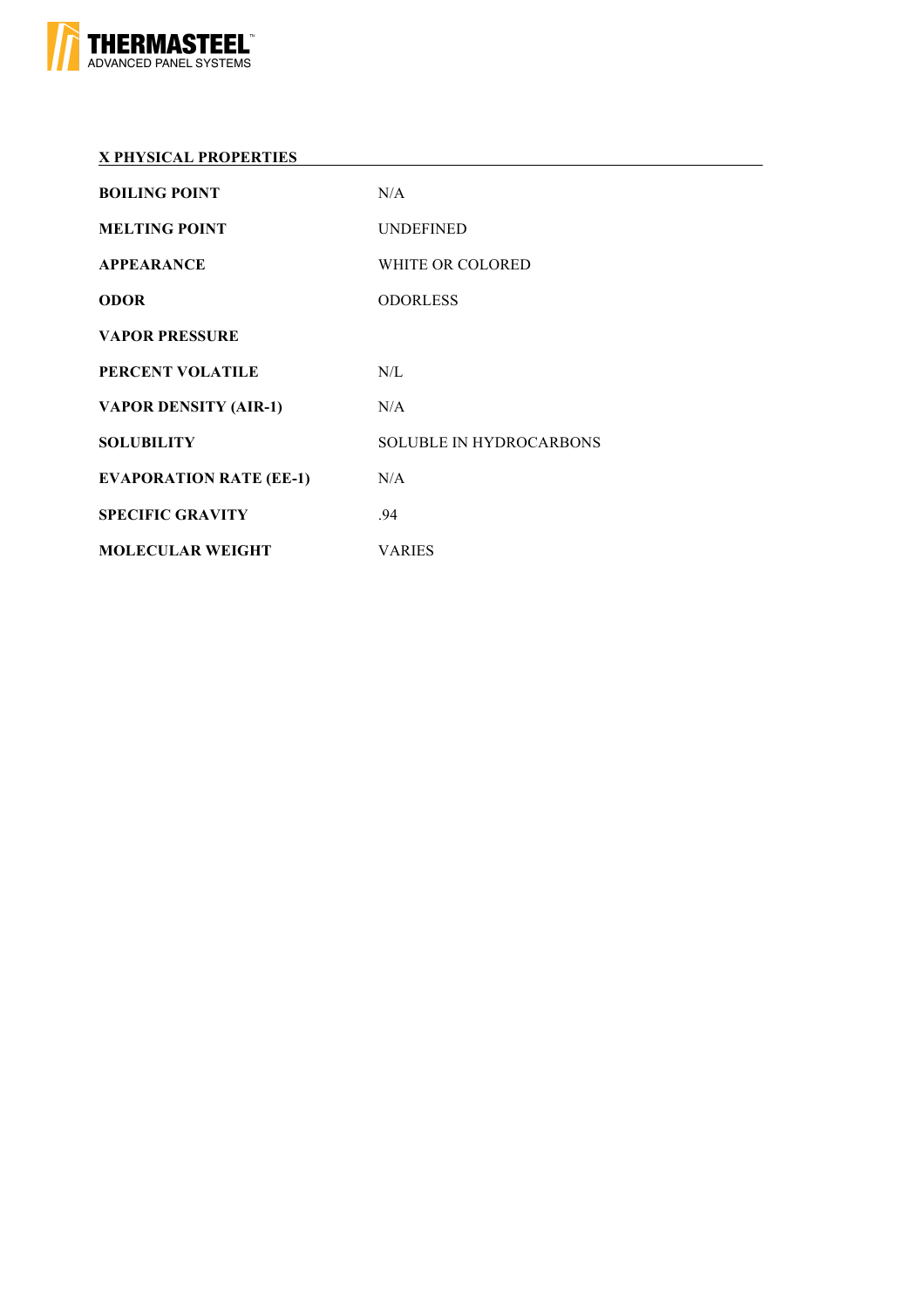## X PHYSICAL PROPERTIES

| | |
|---|---|
| **BOILING POINT** | N/A |
| **MELTING POINT** | UNDEFINED |
| **APPEARANCE** | WHITE OR COLORED |
| **ODOR** | ODORLESS |
| **VAPOR PRESSURE** | |
| **PERCENT VOLATILE** | N/L |
| **VAPOR DENSITY (AIR-1)** | N/A |
| **SOLUBILITY** | SOLUBLE IN HYDROCARBONS |
| **EVAPORATION RATE (EE-1)** | N/A |
| **SPECIFIC GRAVITY** | .94 |
| **MOLECULAR WEIGHT** | VARIES |